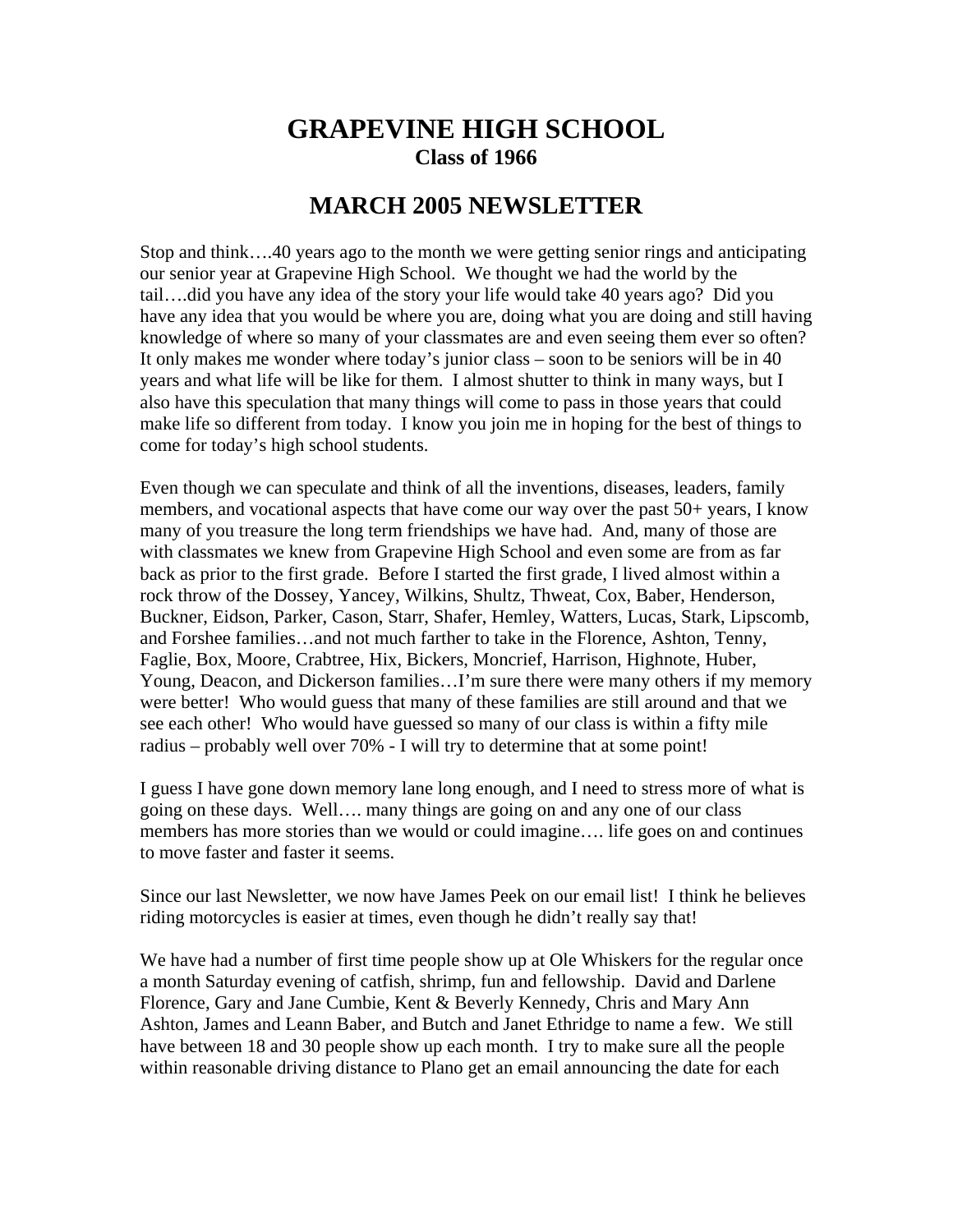# GRAPEVINE HIGH SCHOOL

**Class of 1966**

## MARCH 2005 NEWSLETTER

Stop and think….40 years ago to the month we were getting senior rings and anticipating our senior year at Grapevine High School. We thought we had the world by the tail….did you have any idea of the story your life would take 40 years ago? Did you have any idea that you would be where you are, doing what you are doing and still having knowledge of where so many of your classmates are and even seeing them ever so often? It only makes me wonder where today's junior class – soon to be seniors will be in 40 years and what life will be like for them. I almost shutter to think in many ways, but I also have this speculation that many things will come to pass in those years that could make life so different from today. I know you join me in hoping for the best of things to come for today's high school students.

Even though we can speculate and think of all the inventions, diseases, leaders, family members, and vocational aspects that have come our way over the past 50+ years, I know many of you treasure the long term friendships we have had. And, many of those are with classmates we knew from Grapevine High School and even some are from as far back as prior to the first grade. Before I started the first grade, I lived almost within a rock throw of the Dossey, Yancey, Wilkins, Shultz, Thweat, Cox, Baber, Henderson, Buckner, Eidson, Parker, Cason, Starr, Shafer, Hemley, Watters, Lucas, Stark, Lipscomb, and Forshee families…and not much farther to take in the Florence, Ashton, Tenny, Faglie, Box, Moore, Crabtree, Hix, Bickers, Moncrief, Harrison, Highnote, Huber, Young, Deacon, and Dickerson families…I'm sure there were many others if my memory were better! Who would guess that many of these families are still around and that we see each other! Who would have guessed so many of our class is within a fifty mile radius – probably well over 70% - I will try to determine that at some point!

I guess I have gone down memory lane long enough, and I need to stress more of what is going on these days. Well…. many things are going on and any one of our class members has more stories than we would or could imagine…. life goes on and continues to move faster and faster it seems.

Since our last Newsletter, we now have James Peek on our email list! I think he believes riding motorcycles is easier at times, even though he didn't really say that!

We have had a number of first time people show up at Ole Whiskers for the regular once a month Saturday evening of catfish, shrimp, fun and fellowship. David and Darlene Florence, Gary and Jane Cumbie, Kent & Beverly Kennedy, Chris and Mary Ann Ashton, James and Leann Baber, and Butch and Janet Ethridge to name a few. We still have between 18 and 30 people show up each month. I try to make sure all the people within reasonable driving distance to Plano get an email announcing the date for each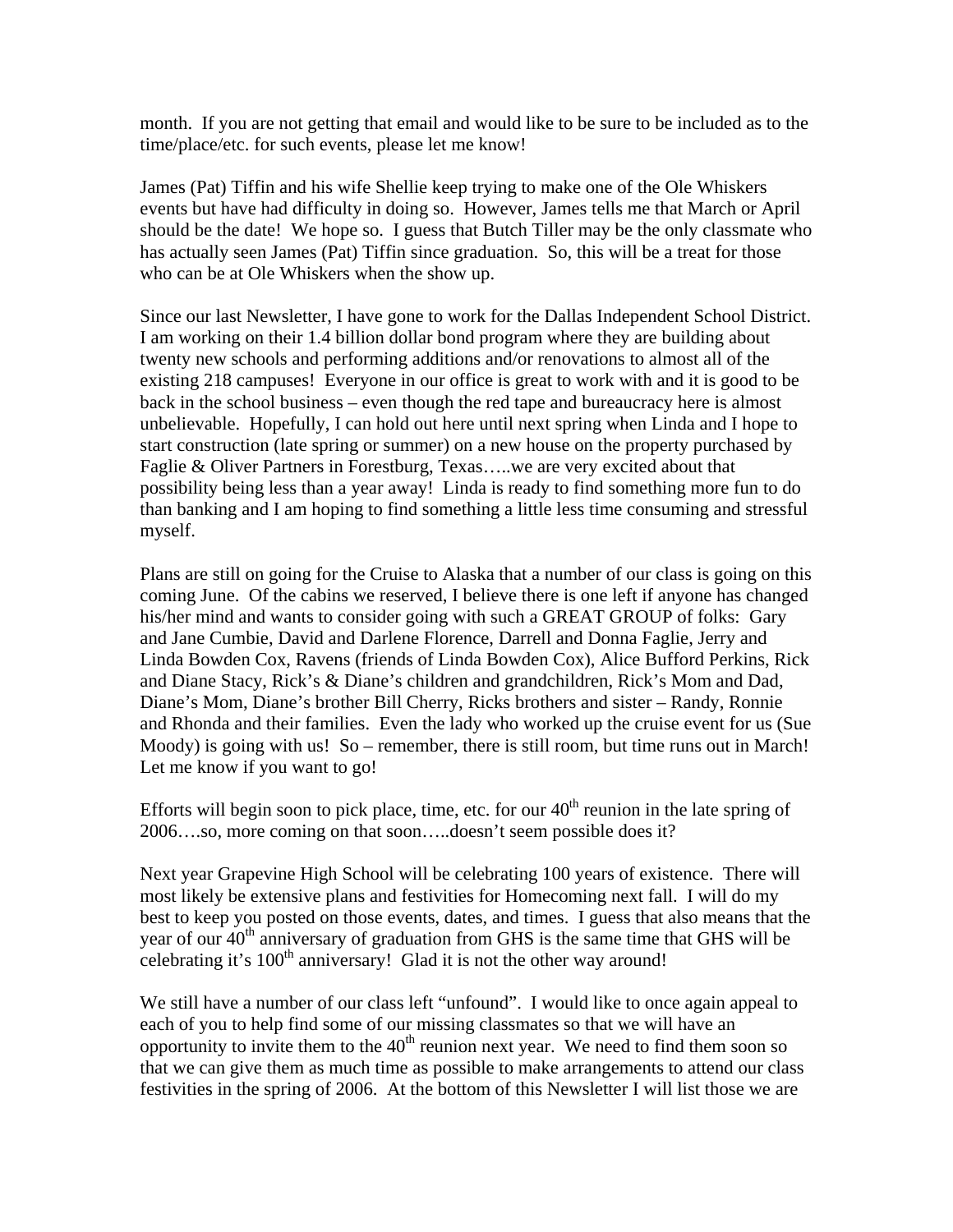month. If you are not getting that email and would like to be sure to be included as to the time/place/etc. for such events, please let me know!

James (Pat) Tiffin and his wife Shellie keep trying to make one of the Ole Whiskers events but have had difficulty in doing so. However, James tells me that March or April should be the date! We hope so. I guess that Butch Tiller may be the only classmate who has actually seen James (Pat) Tiffin since graduation. So, this will be a treat for those who can be at Ole Whiskers when the show up.

Since our last Newsletter, I have gone to work for the Dallas Independent School District. I am working on their 1.4 billion dollar bond program where they are building about twenty new schools and performing additions and/or renovations to almost all of the existing 218 campuses! Everyone in our office is great to work with and it is good to be back in the school business – even though the red tape and bureaucracy here is almost unbelievable. Hopefully, I can hold out here until next spring when Linda and I hope to start construction (late spring or summer) on a new house on the property purchased by Faglie & Oliver Partners in Forestburg, Texas…..we are very excited about that possibility being less than a year away! Linda is ready to find something more fun to do than banking and I am hoping to find something a little less time consuming and stressful myself.

Plans are still on going for the Cruise to Alaska that a number of our class is going on this coming June. Of the cabins we reserved, I believe there is one left if anyone has changed his/her mind and wants to consider going with such a GREAT GROUP of folks: Gary and Jane Cumbie, David and Darlene Florence, Darrell and Donna Faglie, Jerry and Linda Bowden Cox, Ravens (friends of Linda Bowden Cox), Alice Bufford Perkins, Rick and Diane Stacy, Rick's & Diane's children and grandchildren, Rick's Mom and Dad, Diane's Mom, Diane's brother Bill Cherry, Ricks brothers and sister – Randy, Ronnie and Rhonda and their families. Even the lady who worked up the cruise event for us (Sue Moody) is going with us! So – remember, there is still room, but time runs out in March! Let me know if you want to go!

Efforts will begin soon to pick place, time, etc. for our 40th reunion in the late spring of 2006….so, more coming on that soon…..doesn't seem possible does it?

Next year Grapevine High School will be celebrating 100 years of existence. There will most likely be extensive plans and festivities for Homecoming next fall. I will do my best to keep you posted on those events, dates, and times. I guess that also means that the year of our 40th anniversary of graduation from GHS is the same time that GHS will be celebrating it's 100th anniversary! Glad it is not the other way around!

We still have a number of our class left "unfound". I would like to once again appeal to each of you to help find some of our missing classmates so that we will have an opportunity to invite them to the 40th reunion next year. We need to find them soon so that we can give them as much time as possible to make arrangements to attend our class festivities in the spring of 2006. At the bottom of this Newsletter I will list those we are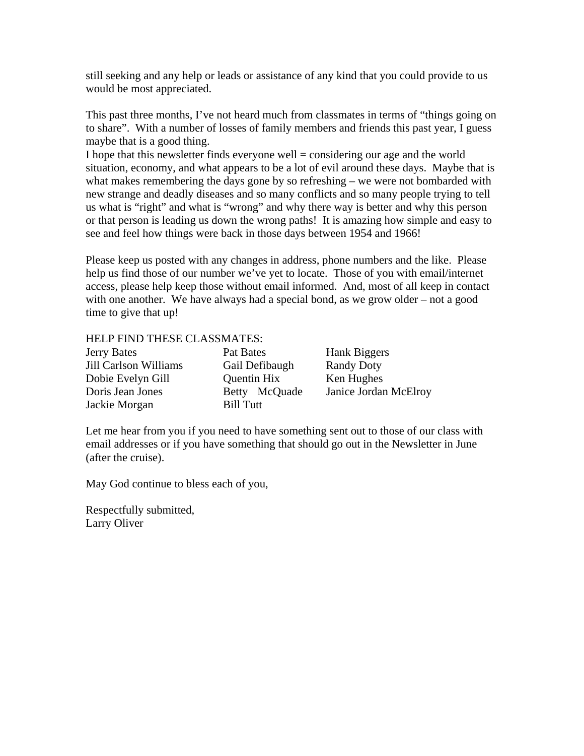still seeking and any help or leads or assistance of any kind that you could provide to us would be most appreciated.

This past three months, I've not heard much from classmates in terms of "things going on to share". With a number of losses of family members and friends this past year, I guess maybe that is a good thing.
I hope that this newsletter finds everyone well = considering our age and the world situation, economy, and what appears to be a lot of evil around these days. Maybe that is what makes remembering the days gone by so refreshing – we were not bombarded with new strange and deadly diseases and so many conflicts and so many people trying to tell us what is "right" and what is "wrong" and why there way is better and why this person or that person is leading us down the wrong paths! It is amazing how simple and easy to see and feel how things were back in those days between 1954 and 1966!

Please keep us posted with any changes in address, phone numbers and the like. Please help us find those of our number we've yet to locate. Those of you with email/internet access, please help keep those without email informed. And, most of all keep in contact with one another. We have always had a special bond, as we grow older – not a good time to give that up!

HELP FIND THESE CLASSMATES:

| | | |
|---|---|---|
| Jerry Bates | Pat Bates | Hank Biggers |
| Jill Carlson Williams | Gail Defibaugh | Randy Doty |
| Dobie Evelyn Gill | Quentin Hix | Ken Hughes |
| Doris Jean Jones | Betty McQuade | Janice Jordan McElroy |
| Jackie Morgan | Bill Tutt | |

Let me hear from you if you need to have something sent out to those of our class with email addresses or if you have something that should go out in the Newsletter in June (after the cruise).

May God continue to bless each of you,

Respectfully submitted,
Larry Oliver